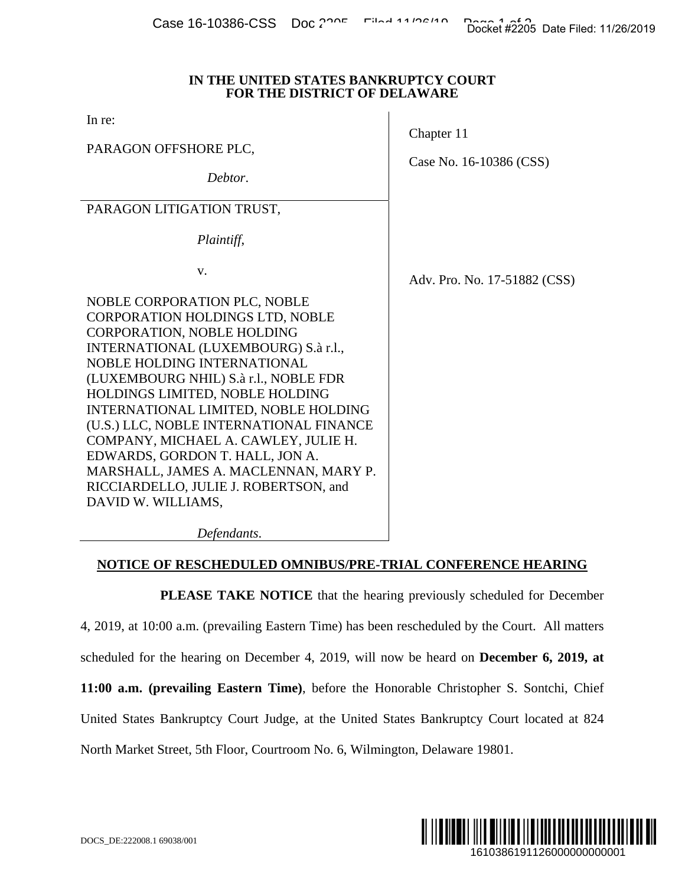IN THE UNITED STATES BANKRUPTCY COURT
FOR THE DISTRICT OF DELAWARE

| | |
|---|---|
| In re:<br><br>PARAGON OFFSHORE PLC,<br><br>*Debtor*. | Chapter 11<br><br>Case No. 16-10386 (CSS) |
| PARAGON LITIGATION TRUST,<br><br>*Plaintiff*,<br><br>v.<br><br>NOBLE CORPORATION PLC, NOBLE CORPORATION HOLDINGS LTD, NOBLE CORPORATION, NOBLE HOLDING INTERNATIONAL (LUXEMBOURG) S.à r.l., NOBLE HOLDING INTERNATIONAL (LUXEMBOURG NHIL) S.à r.l., NOBLE FDR HOLDINGS LIMITED, NOBLE HOLDING INTERNATIONAL LIMITED, NOBLE HOLDING (U.S.) LLC, NOBLE INTERNATIONAL FINANCE COMPANY, MICHAEL A. CAWLEY, JULIE H. EDWARDS, GORDON T. HALL, JON A. MARSHALL, JAMES A. MACLENNAN, MARY P. RICCIARDELLO, JULIE J. ROBERTSON, and DAVID W. WILLIAMS,<br><br>*Defendants*. | Adv. Pro. No. 17-51882 (CSS) |

**NOTICE OF RESCHEDULED OMNIBUS/PRE-TRIAL CONFERENCE HEARING**

**PLEASE TAKE NOTICE** that the hearing previously scheduled for December 4, 2019, at 10:00 a.m. (prevailing Eastern Time) has been rescheduled by the Court. All matters scheduled for the hearing on December 4, 2019, will now be heard on **December 6, 2019, at 11:00 a.m. (prevailing Eastern Time)**, before the Honorable Christopher S. Sontchi, Chief United States Bankruptcy Court Judge, at the United States Bankruptcy Court located at 824 North Market Street, 5th Floor, Courtroom No. 6, Wilmington, Delaware 19801.

DOCS_DE:222008.1 69038/001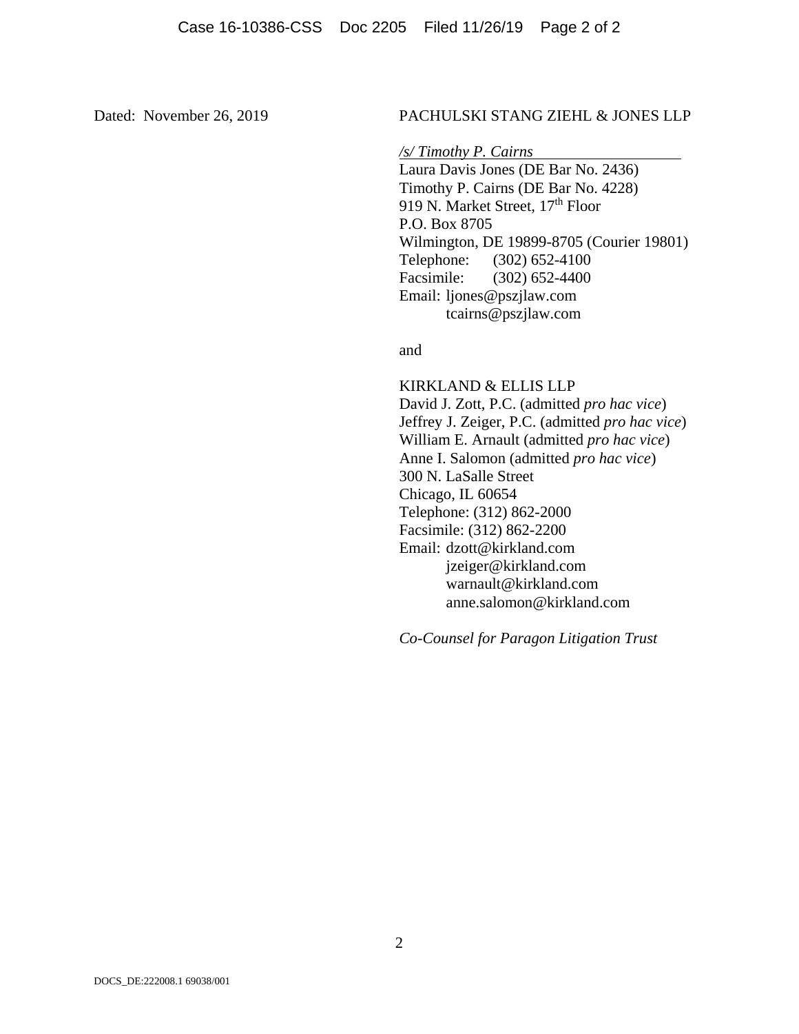Dated: November 26, 2019

PACHULSKI STANG ZIEHL & JONES LLP

*/s/ Timothy P. Cairns*
Laura Davis Jones (DE Bar No. 2436)
Timothy P. Cairns (DE Bar No. 4228)
919 N. Market Street, 17th Floor
P.O. Box 8705
Wilmington, DE 19899-8705 (Courier 19801)
Telephone: (302) 652-4100
Facsimile: (302) 652-4400
Email: ljones@pszjlaw.com
tcairns@pszjlaw.com

and

KIRKLAND & ELLIS LLP
David J. Zott, P.C. (admitted *pro hac vice*)
Jeffrey J. Zeiger, P.C. (admitted *pro hac vice*)
William E. Arnault (admitted *pro hac vice*)
Anne I. Salomon (admitted *pro hac vice*)
300 N. LaSalle Street
Chicago, IL 60654
Telephone: (312) 862-2000
Facsimile: (312) 862-2200
Email: dzott@kirkland.com
jzeiger@kirkland.com
warnault@kirkland.com
anne.salomon@kirkland.com

*Co-Counsel for Paragon Litigation Trust*

DOCS_DE:222008.1 69038/001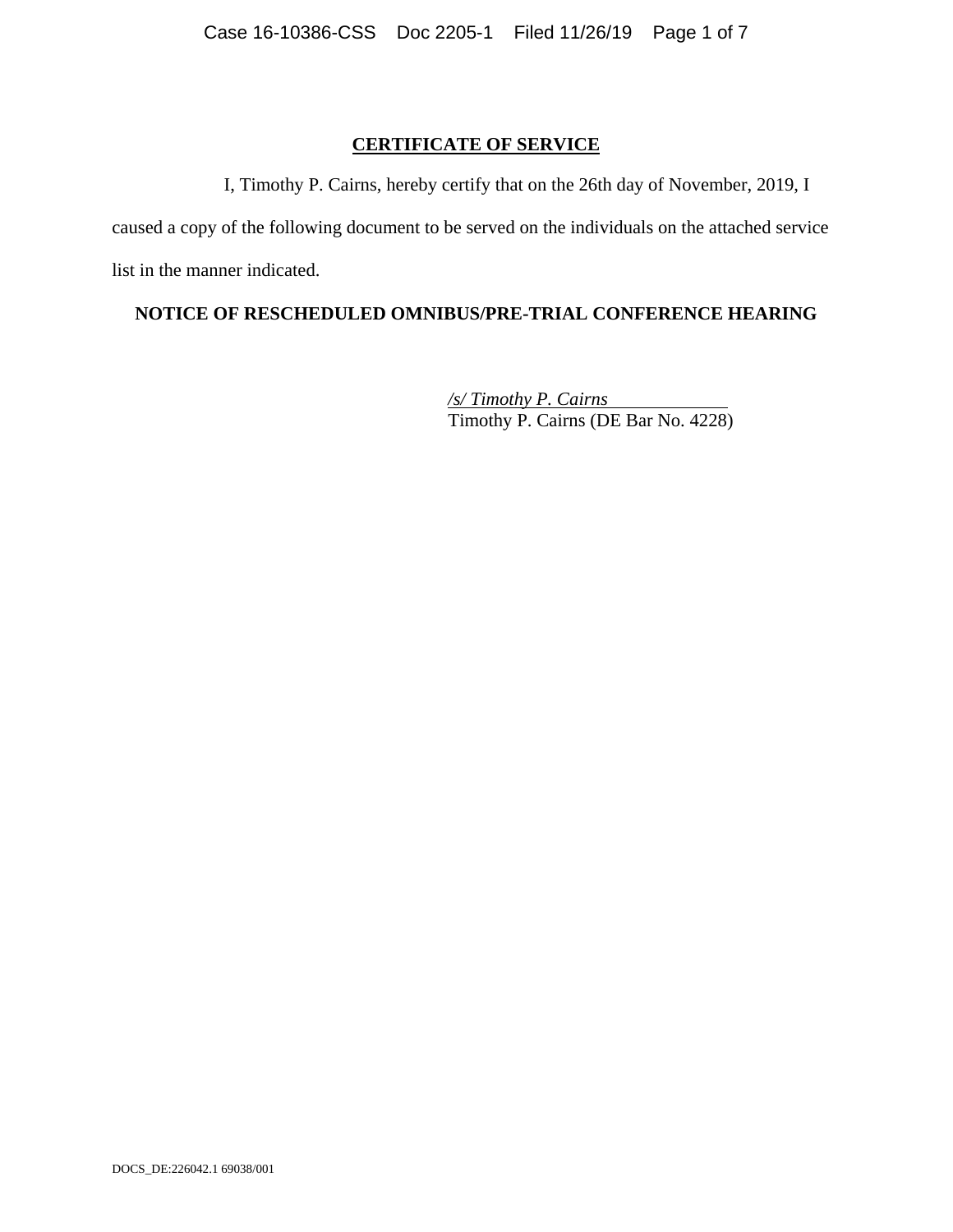# CERTIFICATE OF SERVICE

I, Timothy P. Cairns, hereby certify that on the 26th day of November, 2019, I caused a copy of the following document to be served on the individuals on the attached service list in the manner indicated.

**NOTICE OF RESCHEDULED OMNIBUS/PRE-TRIAL CONFERENCE HEARING**

*/s/ Timothy P. Cairns*
Timothy P. Cairns (DE Bar No. 4228)

DOCS_DE:226042.1 69038/001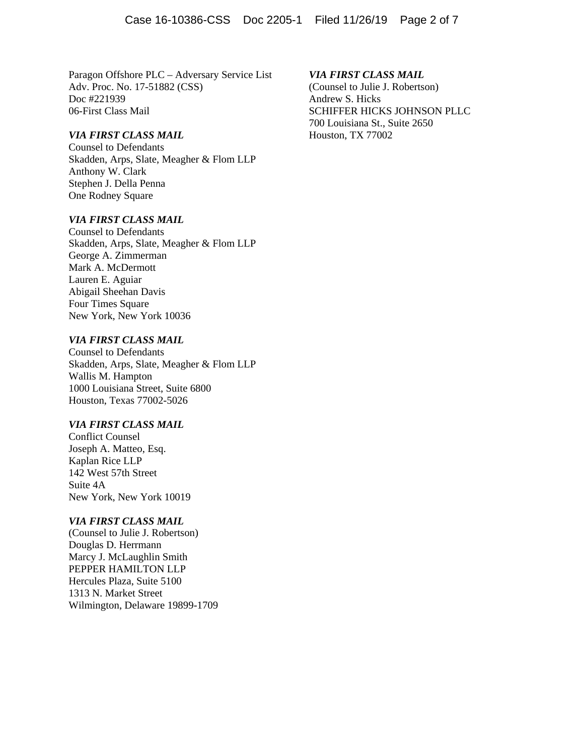Paragon Offshore PLC – Adversary Service List
Adv. Proc. No. 17-51882 (CSS)
Doc #221939
06-First Class Mail

*VIA FIRST CLASS MAIL*
Counsel to Defendants
Skadden, Arps, Slate, Meagher & Flom LLP
Anthony W. Clark
Stephen J. Della Penna
One Rodney Square

*VIA FIRST CLASS MAIL*
Counsel to Defendants
Skadden, Arps, Slate, Meagher & Flom LLP
George A. Zimmerman
Mark A. McDermott
Lauren E. Aguiar
Abigail Sheehan Davis
Four Times Square
New York, New York 10036

*VIA FIRST CLASS MAIL*
Counsel to Defendants
Skadden, Arps, Slate, Meagher & Flom LLP
Wallis M. Hampton
1000 Louisiana Street, Suite 6800
Houston, Texas 77002-5026

*VIA FIRST CLASS MAIL*
Conflict Counsel
Joseph A. Matteo, Esq.
Kaplan Rice LLP
142 West 57th Street
Suite 4A
New York, New York 10019

*VIA FIRST CLASS MAIL*
(Counsel to Julie J. Robertson)
Douglas D. Herrmann
Marcy J. McLaughlin Smith
PEPPER HAMILTON LLP
Hercules Plaza, Suite 5100
1313 N. Market Street
Wilmington, Delaware 19899-1709

*VIA FIRST CLASS MAIL*
(Counsel to Julie J. Robertson)
Andrew S. Hicks
SCHIFFER HICKS JOHNSON PLLC
700 Louisiana St., Suite 2650
Houston, TX 77002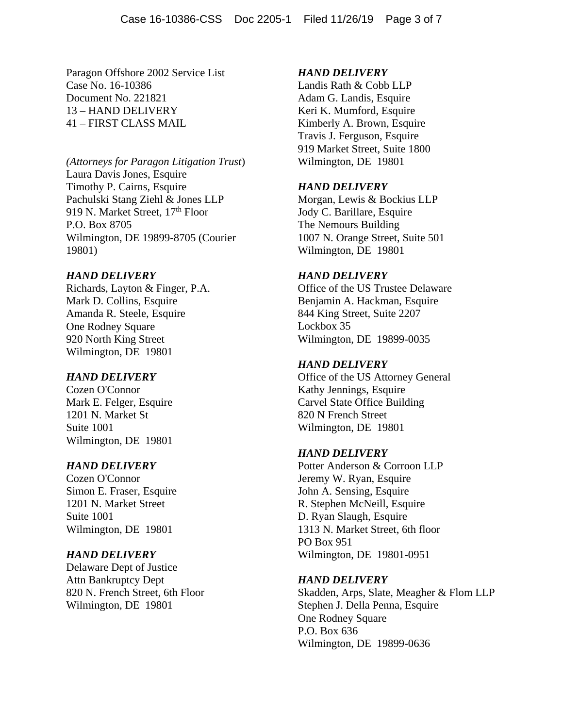Paragon Offshore 2002 Service List
Case No. 16-10386
Document No. 221821
13 – HAND DELIVERY
41 – FIRST CLASS MAIL

*(Attorneys for Paragon Litigation Trust*)
Laura Davis Jones, Esquire
Timothy P. Cairns, Esquire
Pachulski Stang Ziehl & Jones LLP
919 N. Market Street, 17th Floor
P.O. Box 8705
Wilmington, DE 19899-8705 (Courier 19801)

***HAND DELIVERY***
Richards, Layton & Finger, P.A.
Mark D. Collins, Esquire
Amanda R. Steele, Esquire
One Rodney Square
920 North King Street
Wilmington, DE 19801

***HAND DELIVERY***
Cozen O'Connor
Mark E. Felger, Esquire
1201 N. Market St
Suite 1001
Wilmington, DE 19801

***HAND DELIVERY***
Cozen O'Connor
Simon E. Fraser, Esquire
1201 N. Market Street
Suite 1001
Wilmington, DE 19801

***HAND DELIVERY***
Delaware Dept of Justice
Attn Bankruptcy Dept
820 N. French Street, 6th Floor
Wilmington, DE 19801

***HAND DELIVERY***
Landis Rath & Cobb LLP
Adam G. Landis, Esquire
Keri K. Mumford, Esquire
Kimberly A. Brown, Esquire
Travis J. Ferguson, Esquire
919 Market Street, Suite 1800
Wilmington, DE 19801

***HAND DELIVERY***
Morgan, Lewis & Bockius LLP
Jody C. Barillare, Esquire
The Nemours Building
1007 N. Orange Street, Suite 501
Wilmington, DE 19801

***HAND DELIVERY***
Office of the US Trustee Delaware
Benjamin A. Hackman, Esquire
844 King Street, Suite 2207
Lockbox 35
Wilmington, DE 19899-0035

***HAND DELIVERY***
Office of the US Attorney General
Kathy Jennings, Esquire
Carvel State Office Building
820 N French Street
Wilmington, DE 19801

***HAND DELIVERY***
Potter Anderson & Corroon LLP
Jeremy W. Ryan, Esquire
John A. Sensing, Esquire
R. Stephen McNeill, Esquire
D. Ryan Slaugh, Esquire
1313 N. Market Street, 6th floor
PO Box 951
Wilmington, DE 19801-0951

***HAND DELIVERY***
Skadden, Arps, Slate, Meagher & Flom LLP
Stephen J. Della Penna, Esquire
One Rodney Square
P.O. Box 636
Wilmington, DE 19899-0636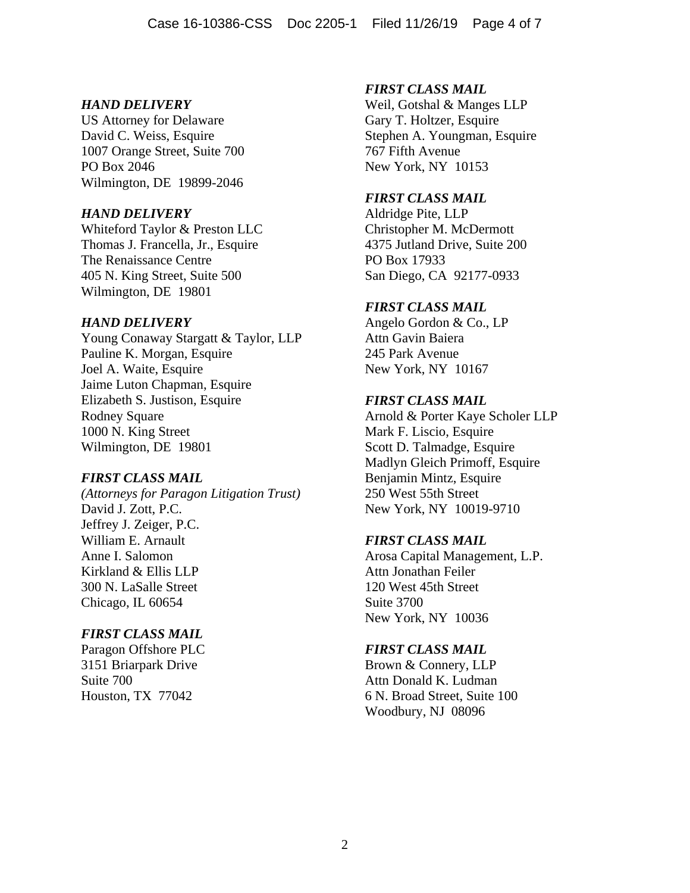*HAND DELIVERY*
US Attorney for Delaware
David C. Weiss, Esquire
1007 Orange Street, Suite 700
PO Box 2046
Wilmington, DE 19899-2046

*HAND DELIVERY*
Whiteford Taylor & Preston LLC
Thomas J. Francella, Jr., Esquire
The Renaissance Centre
405 N. King Street, Suite 500
Wilmington, DE 19801

*HAND DELIVERY*
Young Conaway Stargatt & Taylor, LLP
Pauline K. Morgan, Esquire
Joel A. Waite, Esquire
Jaime Luton Chapman, Esquire
Elizabeth S. Justison, Esquire
Rodney Square
1000 N. King Street
Wilmington, DE 19801

*FIRST CLASS MAIL*
*(Attorneys for Paragon Litigation Trust)*
David J. Zott, P.C.
Jeffrey J. Zeiger, P.C.
William E. Arnault
Anne I. Salomon
Kirkland & Ellis LLP
300 N. LaSalle Street
Chicago, IL 60654

*FIRST CLASS MAIL*
Paragon Offshore PLC
3151 Briarpark Drive
Suite 700
Houston, TX 77042

*FIRST CLASS MAIL*
Weil, Gotshal & Manges LLP
Gary T. Holtzer, Esquire
Stephen A. Youngman, Esquire
767 Fifth Avenue
New York, NY 10153

*FIRST CLASS MAIL*
Aldridge Pite, LLP
Christopher M. McDermott
4375 Jutland Drive, Suite 200
PO Box 17933
San Diego, CA 92177-0933

*FIRST CLASS MAIL*
Angelo Gordon & Co., LP
Attn Gavin Baiera
245 Park Avenue
New York, NY 10167

*FIRST CLASS MAIL*
Arnold & Porter Kaye Scholer LLP
Mark F. Liscio, Esquire
Scott D. Talmadge, Esquire
Madlyn Gleich Primoff, Esquire
Benjamin Mintz, Esquire
250 West 55th Street
New York, NY 10019-9710

*FIRST CLASS MAIL*
Arosa Capital Management, L.P.
Attn Jonathan Feiler
120 West 45th Street
Suite 3700
New York, NY 10036

*FIRST CLASS MAIL*
Brown & Connery, LLP
Attn Donald K. Ludman
6 N. Broad Street, Suite 100
Woodbury, NJ 08096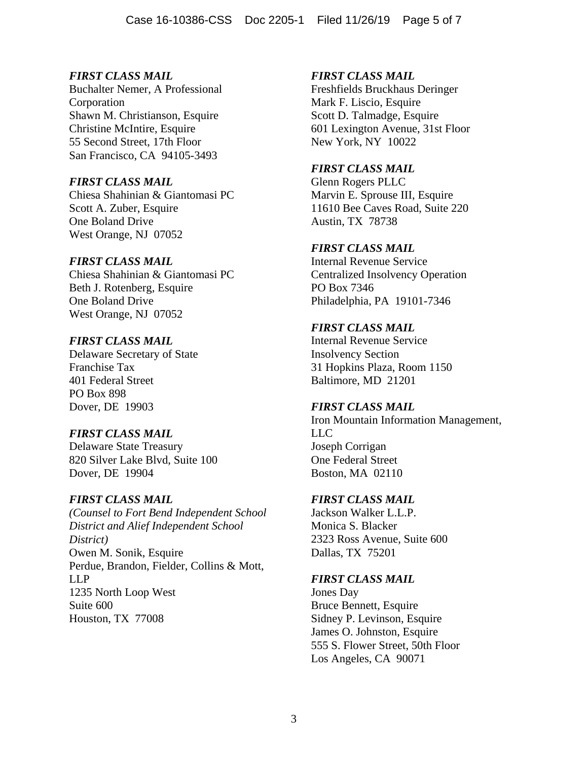*FIRST CLASS MAIL*
Buchalter Nemer, A Professional Corporation
Shawn M. Christianson, Esquire
Christine McIntire, Esquire
55 Second Street, 17th Floor
San Francisco, CA 94105-3493

*FIRST CLASS MAIL*
Chiesa Shahinian & Giantomasi PC
Scott A. Zuber, Esquire
One Boland Drive
West Orange, NJ 07052

*FIRST CLASS MAIL*
Chiesa Shahinian & Giantomasi PC
Beth J. Rotenberg, Esquire
One Boland Drive
West Orange, NJ 07052

*FIRST CLASS MAIL*
Delaware Secretary of State
Franchise Tax
401 Federal Street
PO Box 898
Dover, DE 19903

*FIRST CLASS MAIL*
Delaware State Treasury
820 Silver Lake Blvd, Suite 100
Dover, DE 19904

*FIRST CLASS MAIL*
*(Counsel to Fort Bend Independent School District and Alief Independent School District)*
Owen M. Sonik, Esquire
Perdue, Brandon, Fielder, Collins & Mott, LLP
1235 North Loop West
Suite 600
Houston, TX 77008

*FIRST CLASS MAIL*
Freshfields Bruckhaus Deringer
Mark F. Liscio, Esquire
Scott D. Talmadge, Esquire
601 Lexington Avenue, 31st Floor
New York, NY 10022

*FIRST CLASS MAIL*
Glenn Rogers PLLC
Marvin E. Sprouse III, Esquire
11610 Bee Caves Road, Suite 220
Austin, TX 78738

*FIRST CLASS MAIL*
Internal Revenue Service
Centralized Insolvency Operation
PO Box 7346
Philadelphia, PA 19101-7346

*FIRST CLASS MAIL*
Internal Revenue Service
Insolvency Section
31 Hopkins Plaza, Room 1150
Baltimore, MD 21201

*FIRST CLASS MAIL*
Iron Mountain Information Management, LLC
Joseph Corrigan
One Federal Street
Boston, MA 02110

*FIRST CLASS MAIL*
Jackson Walker L.L.P.
Monica S. Blacker
2323 Ross Avenue, Suite 600
Dallas, TX 75201

*FIRST CLASS MAIL*
Jones Day
Bruce Bennett, Esquire
Sidney P. Levinson, Esquire
James O. Johnston, Esquire
555 S. Flower Street, 50th Floor
Los Angeles, CA 90071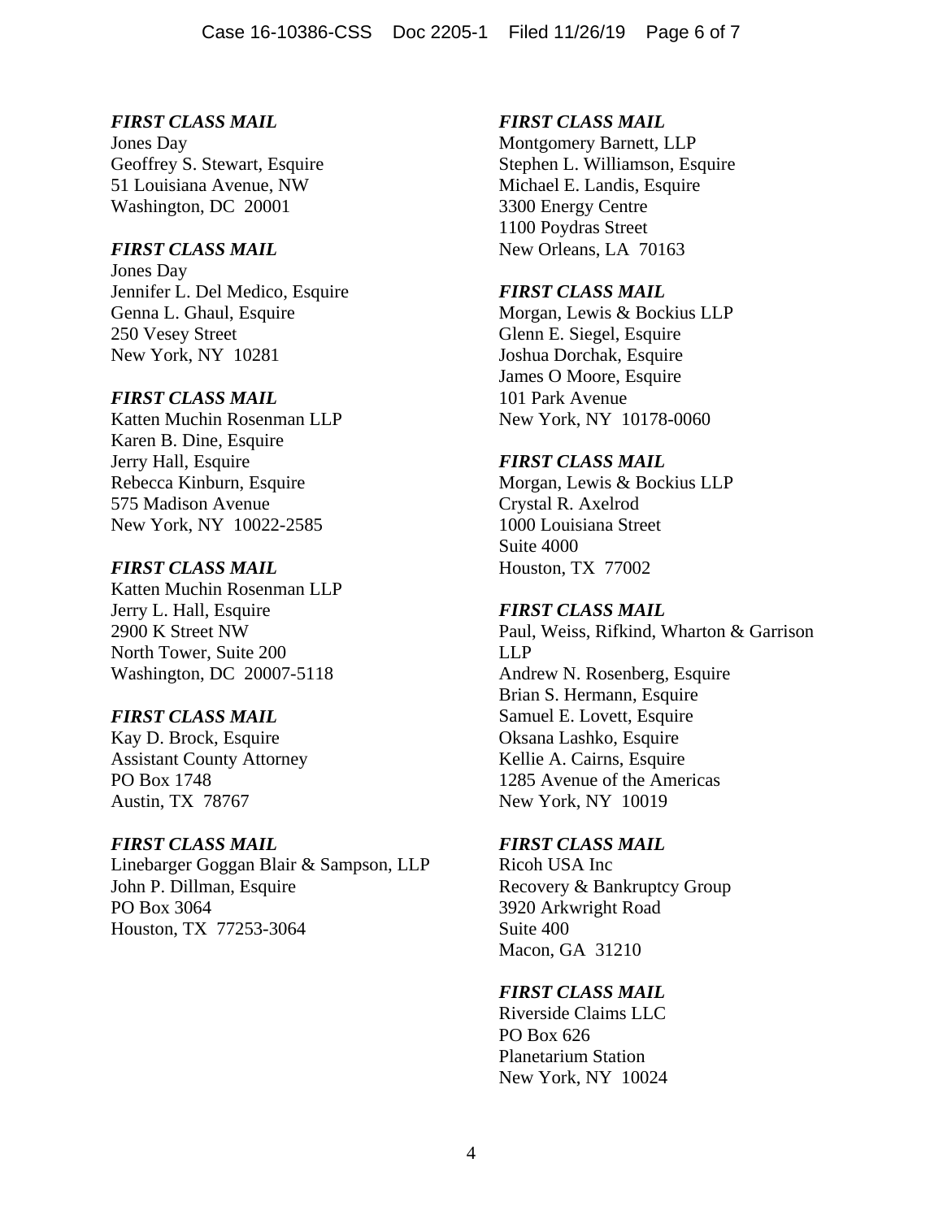*FIRST CLASS MAIL*
Jones Day
Geoffrey S. Stewart, Esquire
51 Louisiana Avenue, NW
Washington, DC 20001

*FIRST CLASS MAIL*
Jones Day
Jennifer L. Del Medico, Esquire
Genna L. Ghaul, Esquire
250 Vesey Street
New York, NY 10281

*FIRST CLASS MAIL*
Katten Muchin Rosenman LLP
Karen B. Dine, Esquire
Jerry Hall, Esquire
Rebecca Kinburn, Esquire
575 Madison Avenue
New York, NY 10022-2585

*FIRST CLASS MAIL*
Katten Muchin Rosenman LLP
Jerry L. Hall, Esquire
2900 K Street NW
North Tower, Suite 200
Washington, DC 20007-5118

*FIRST CLASS MAIL*
Kay D. Brock, Esquire
Assistant County Attorney
PO Box 1748
Austin, TX 78767

*FIRST CLASS MAIL*
Linebarger Goggan Blair & Sampson, LLP
John P. Dillman, Esquire
PO Box 3064
Houston, TX 77253-3064

*FIRST CLASS MAIL*
Montgomery Barnett, LLP
Stephen L. Williamson, Esquire
Michael E. Landis, Esquire
3300 Energy Centre
1100 Poydras Street
New Orleans, LA 70163

*FIRST CLASS MAIL*
Morgan, Lewis & Bockius LLP
Glenn E. Siegel, Esquire
Joshua Dorchak, Esquire
James O Moore, Esquire
101 Park Avenue
New York, NY 10178-0060

*FIRST CLASS MAIL*
Morgan, Lewis & Bockius LLP
Crystal R. Axelrod
1000 Louisiana Street
Suite 4000
Houston, TX 77002

*FIRST CLASS MAIL*
Paul, Weiss, Rifkind, Wharton & Garrison LLP
Andrew N. Rosenberg, Esquire
Brian S. Hermann, Esquire
Samuel E. Lovett, Esquire
Oksana Lashko, Esquire
Kellie A. Cairns, Esquire
1285 Avenue of the Americas
New York, NY 10019

*FIRST CLASS MAIL*
Ricoh USA Inc
Recovery & Bankruptcy Group
3920 Arkwright Road
Suite 400
Macon, GA 31210

*FIRST CLASS MAIL*
Riverside Claims LLC
PO Box 626
Planetarium Station
New York, NY 10024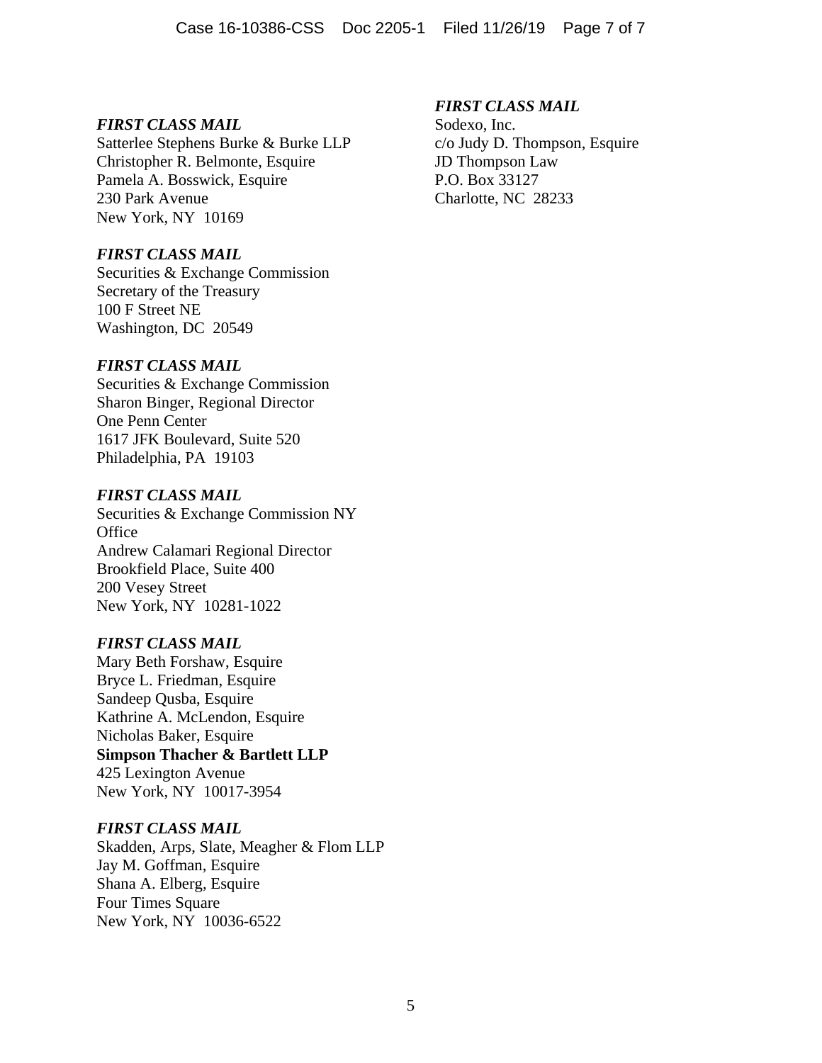***FIRST CLASS MAIL***
Satterlee Stephens Burke & Burke LLP
Christopher R. Belmonte, Esquire
Pamela A. Bosswick, Esquire
230 Park Avenue
New York, NY 10169

***FIRST CLASS MAIL***
Securities & Exchange Commission
Secretary of the Treasury
100 F Street NE
Washington, DC 20549

***FIRST CLASS MAIL***
Securities & Exchange Commission
Sharon Binger, Regional Director
One Penn Center
1617 JFK Boulevard, Suite 520
Philadelphia, PA 19103

***FIRST CLASS MAIL***
Securities & Exchange Commission NY Office
Andrew Calamari Regional Director
Brookfield Place, Suite 400
200 Vesey Street
New York, NY 10281-1022

***FIRST CLASS MAIL***
Mary Beth Forshaw, Esquire
Bryce L. Friedman, Esquire
Sandeep Qusba, Esquire
Kathrine A. McLendon, Esquire
Nicholas Baker, Esquire
**Simpson Thacher & Bartlett LLP**
425 Lexington Avenue
New York, NY 10017-3954

***FIRST CLASS MAIL***
Skadden, Arps, Slate, Meagher & Flom LLP
Jay M. Goffman, Esquire
Shana A. Elberg, Esquire
Four Times Square
New York, NY 10036-6522

***FIRST CLASS MAIL***
Sodexo, Inc.
c/o Judy D. Thompson, Esquire
JD Thompson Law
P.O. Box 33127
Charlotte, NC 28233